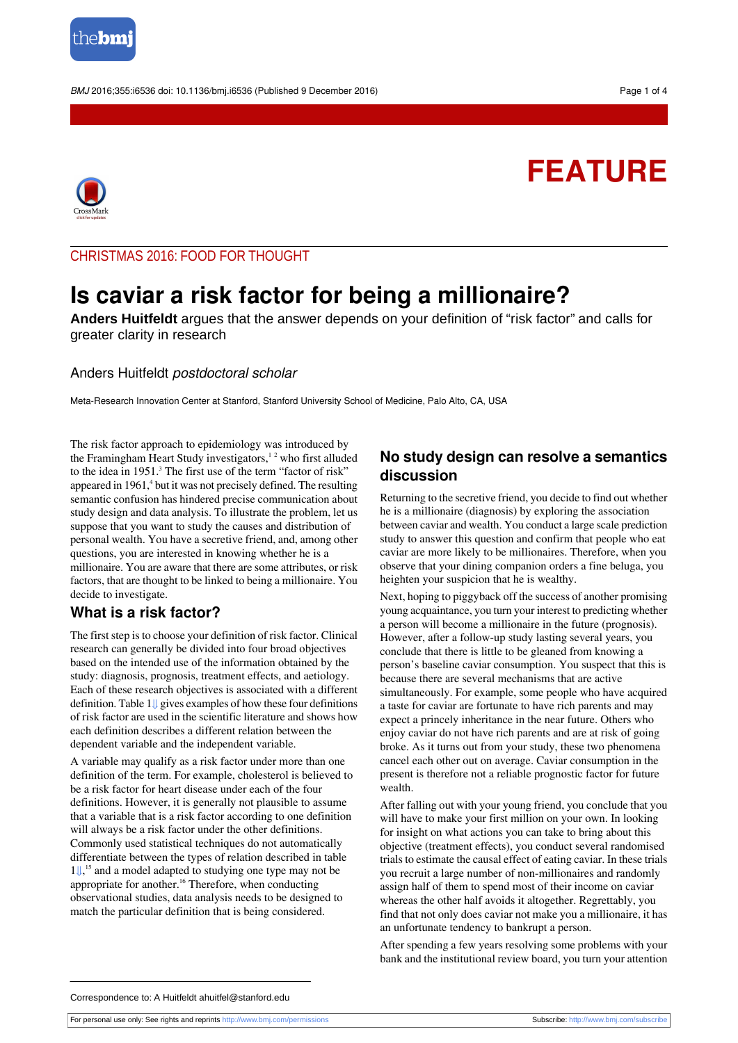FEATURE

CHRISTMAS 2016: FOOD FOR THOUGHT

# Is caviar a risk factor for being a millionaire?

**Anders Huitfeldt** argues that the answer depends on your definition of "risk factor" and calls for greater clarity in research

Anders Huitfeldt *postdoctoral scholar*

Meta-Research Innovation Center at Stanford, Stanford University School of Medicine, Palo Alto, CA, USA

The risk factor approach to epidemiology was introduced by the Framingham Heart Study investigators,[1 2] who first alluded to the idea in 1951.[3] The first use of the term "factor of risk" appeared in 1961,[4] but it was not precisely defined. The resulting semantic confusion has hindered precise communication about study design and data analysis. To illustrate the problem, let us suppose that you want to study the causes and distribution of personal wealth. You have a secretive friend, and, among other questions, you are interested in knowing whether he is a millionaire. You are aware that there are some attributes, or risk factors, that are thought to be linked to being a millionaire. You decide to investigate.

## What is a risk factor?

The first step is to choose your definition of risk factor. Clinical research can generally be divided into four broad objectives based on the intended use of the information obtained by the study: diagnosis, prognosis, treatment effects, and aetiology. Each of these research objectives is associated with a different definition. Table 1 gives examples of how these four definitions of risk factor are used in the scientific literature and shows how each definition describes a different relation between the dependent variable and the independent variable.

A variable may qualify as a risk factor under more than one definition of the term. For example, cholesterol is believed to be a risk factor for heart disease under each of the four definitions. However, it is generally not plausible to assume that a variable that is a risk factor according to one definition will always be a risk factor under the other definitions. Commonly used statistical techniques do not automatically differentiate between the types of relation described in table 1,[15] and a model adapted to studying one type may not be appropriate for another.[16] Therefore, when conducting observational studies, data analysis needs to be designed to match the particular definition that is being considered.

## No study design can resolve a semantics discussion

Returning to the secretive friend, you decide to find out whether he is a millionaire (diagnosis) by exploring the association between caviar and wealth. You conduct a large scale prediction study to answer this question and confirm that people who eat caviar are more likely to be millionaires. Therefore, when you observe that your dining companion orders a fine beluga, you heighten your suspicion that he is wealthy.

Next, hoping to piggyback off the success of another promising young acquaintance, you turn your interest to predicting whether a person will become a millionaire in the future (prognosis). However, after a follow-up study lasting several years, you conclude that there is little to be gleaned from knowing a person's baseline caviar consumption. You suspect that this is because there are several mechanisms that are active simultaneously. For example, some people who have acquired a taste for caviar are fortunate to have rich parents and may expect a princely inheritance in the near future. Others who enjoy caviar do not have rich parents and are at risk of going broke. As it turns out from your study, these two phenomena cancel each other out on average. Caviar consumption in the present is therefore not a reliable prognostic factor for future wealth.

After falling out with your young friend, you conclude that you will have to make your first million on your own. In looking for insight on what actions you can take to bring about this objective (treatment effects), you conduct several randomised trials to estimate the causal effect of eating caviar. In these trials you recruit a large number of non-millionaires and randomly assign half of them to spend most of their income on caviar whereas the other half avoids it altogether. Regrettably, you find that not only does caviar not make you a millionaire, it has an unfortunate tendency to bankrupt a person.

After spending a few years resolving some problems with your bank and the institutional review board, you turn your attention

Correspondence to: A Huitfeldt ahuitfel@stanford.edu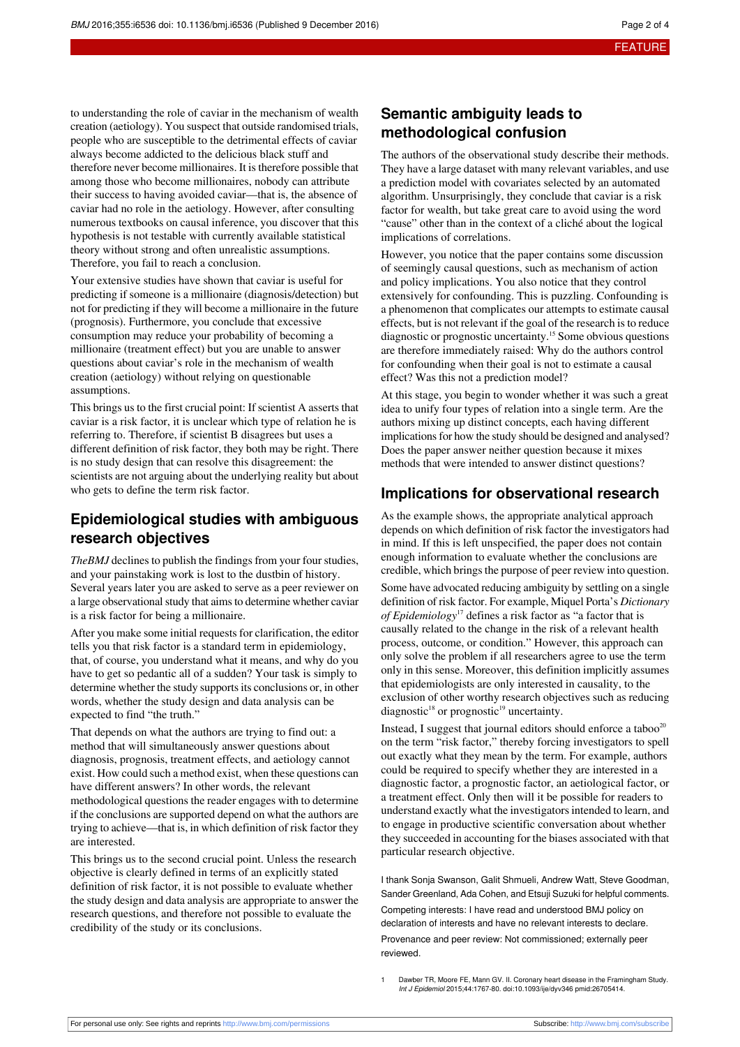to understanding the role of caviar in the mechanism of wealth creation (aetiology). You suspect that outside randomised trials, people who are susceptible to the detrimental effects of caviar always become addicted to the delicious black stuff and therefore never become millionaires. It is therefore possible that among those who become millionaires, nobody can attribute their success to having avoided caviar—that is, the absence of caviar had no role in the aetiology. However, after consulting numerous textbooks on causal inference, you discover that this hypothesis is not testable with currently available statistical theory without strong and often unrealistic assumptions. Therefore, you fail to reach a conclusion.

Your extensive studies have shown that caviar is useful for predicting if someone is a millionaire (diagnosis/detection) but not for predicting if they will become a millionaire in the future (prognosis). Furthermore, you conclude that excessive consumption may reduce your probability of becoming a millionaire (treatment effect) but you are unable to answer questions about caviar's role in the mechanism of wealth creation (aetiology) without relying on questionable assumptions.

This brings us to the first crucial point: If scientist A asserts that caviar is a risk factor, it is unclear which type of relation he is referring to. Therefore, if scientist B disagrees but uses a different definition of risk factor, they both may be right. There is no study design that can resolve this disagreement: the scientists are not arguing about the underlying reality but about who gets to define the term risk factor.

## Epidemiological studies with ambiguous research objectives

*TheBMJ* declines to publish the findings from your four studies, and your painstaking work is lost to the dustbin of history. Several years later you are asked to serve as a peer reviewer on a large observational study that aims to determine whether caviar is a risk factor for being a millionaire.

After you make some initial requests for clarification, the editor tells you that risk factor is a standard term in epidemiology, that, of course, you understand what it means, and why do you have to get so pedantic all of a sudden? Your task is simply to determine whether the study supports its conclusions or, in other words, whether the study design and data analysis can be expected to find "the truth."

That depends on what the authors are trying to find out: a method that will simultaneously answer questions about diagnosis, prognosis, treatment effects, and aetiology cannot exist. How could such a method exist, when these questions can have different answers? In other words, the relevant methodological questions the reader engages with to determine if the conclusions are supported depend on what the authors are trying to achieve—that is, in which definition of risk factor they are interested.

This brings us to the second crucial point. Unless the research objective is clearly defined in terms of an explicitly stated definition of risk factor, it is not possible to evaluate whether the study design and data analysis are appropriate to answer the research questions, and therefore not possible to evaluate the credibility of the study or its conclusions.

## Semantic ambiguity leads to methodological confusion

The authors of the observational study describe their methods. They have a large dataset with many relevant variables, and use a prediction model with covariates selected by an automated algorithm. Unsurprisingly, they conclude that caviar is a risk factor for wealth, but take great care to avoid using the word "cause" other than in the context of a cliché about the logical implications of correlations.

However, you notice that the paper contains some discussion of seemingly causal questions, such as mechanism of action and policy implications. You also notice that they control extensively for confounding. This is puzzling. Confounding is a phenomenon that complicates our attempts to estimate causal effects, but is not relevant if the goal of the research is to reduce diagnostic or prognostic uncertainty.[15] Some obvious questions are therefore immediately raised: Why do the authors control for confounding when their goal is not to estimate a causal effect? Was this not a prediction model?

At this stage, you begin to wonder whether it was such a great idea to unify four types of relation into a single term. Are the authors mixing up distinct concepts, each having different implications for how the study should be designed and analysed? Does the paper answer neither question because it mixes methods that were intended to answer distinct questions?

## Implications for observational research

As the example shows, the appropriate analytical approach depends on which definition of risk factor the investigators had in mind. If this is left unspecified, the paper does not contain enough information to evaluate whether the conclusions are credible, which brings the purpose of peer review into question.

Some have advocated reducing ambiguity by settling on a single definition of risk factor. For example, Miquel Porta's *Dictionary of Epidemiology*[17] defines a risk factor as "a factor that is causally related to the change in the risk of a relevant health process, outcome, or condition." However, this approach can only solve the problem if all researchers agree to use the term only in this sense. Moreover, this definition implicitly assumes that epidemiologists are only interested in causality, to the exclusion of other worthy research objectives such as reducing diagnostic[18] or prognostic[19] uncertainty.

Instead, I suggest that journal editors should enforce a taboo[20] on the term "risk factor," thereby forcing investigators to spell out exactly what they mean by the term. For example, authors could be required to specify whether they are interested in a diagnostic factor, a prognostic factor, an aetiological factor, or a treatment effect. Only then will it be possible for readers to understand exactly what the investigators intended to learn, and to engage in productive scientific conversation about whether they succeeded in accounting for the biases associated with that particular research objective.

I thank Sonja Swanson, Galit Shmueli, Andrew Watt, Steve Goodman, Sander Greenland, Ada Cohen, and Etsuji Suzuki for helpful comments.

Competing interests: I have read and understood BMJ policy on declaration of interests and have no relevant interests to declare.

Provenance and peer review: Not commissioned; externally peer reviewed.

1 Dawber TR, Moore FE, Mann GV. II. Coronary heart disease in the Framingham Study. *Int J Epidemiol* 2015;44:1767-80. doi:10.1093/ije/dyv346 pmid:26705414.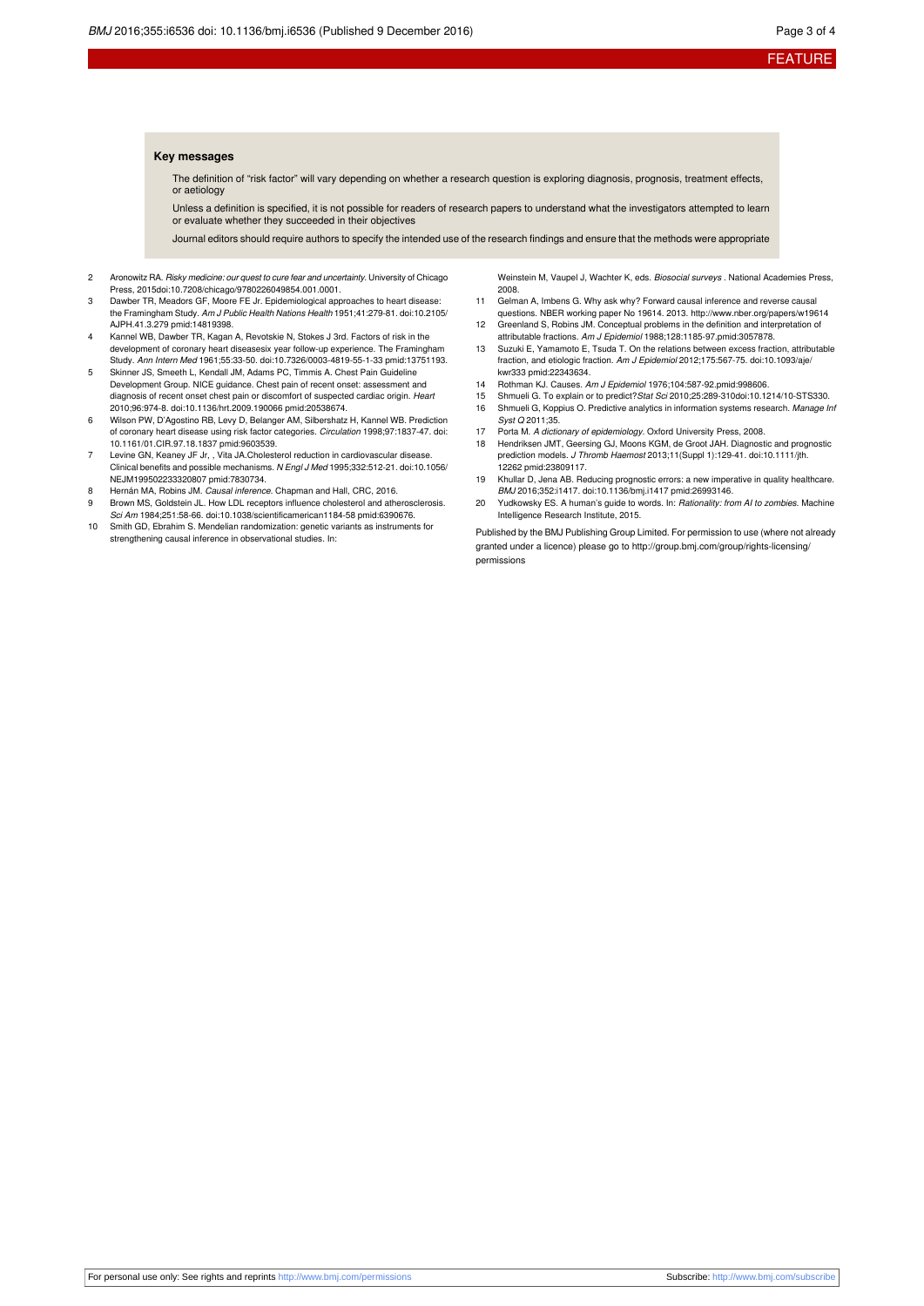### Key messages

The definition of "risk factor" will vary depending on whether a research question is exploring diagnosis, prognosis, treatment effects, or aetiology

Unless a definition is specified, it is not possible for readers of research papers to understand what the investigators attempted to learn or evaluate whether they succeeded in their objectives

Journal editors should require authors to specify the intended use of the research findings and ensure that the methods were appropriate

2. Aronowitz RA. *Risky medicine: our quest to cure fear and uncertainty.* University of Chicago Press, 2015doi:10.7208/chicago/9780226049854.001.0001.
3. Dawber TR, Meadors GF, Moore FE Jr. Epidemiological approaches to heart disease: the Framingham Study. *Am J Public Health Nations Health* 1951;41:279-81. doi:10.2105/AJPH.41.3.279 pmid:14819398.
4. Kannel WB, Dawber TR, Kagan A, Revotskie N, Stokes J 3rd. Factors of risk in the development of coronary heart diseasesix year follow-up experience. The Framingham Study. *Ann Intern Med* 1961;55:33-50. doi:10.7326/0003-4819-55-1-33 pmid:13751193.
5. Skinner JS, Smeeth L, Kendall JM, Adams PC, Timmis A. Chest Pain Guideline Development Group. NICE guidance. Chest pain of recent onset: assessment and diagnosis of recent onset chest pain or discomfort of suspected cardiac origin. *Heart* 2010;96:974-8. doi:10.1136/hrt.2009.190066 pmid:20538674.
6. Wilson PW, D'Agostino RB, Levy D, Belanger AM, Silbershatz H, Kannel WB. Prediction of coronary heart disease using risk factor categories. *Circulation* 1998;97:1837-47. doi:10.1161/01.CIR.97.18.1837 pmid:9603539.
7. Levine GN, Keaney JF Jr, , Vita JA.Cholesterol reduction in cardiovascular disease. Clinical benefits and possible mechanisms. *N Engl J Med* 1995;332:512-21. doi:10.1056/NEJM199502233320807 pmid:7830734.
8. Hernán MA, Robins JM. *Causal inference.* Chapman and Hall, CRC, 2016.
9. Brown MS, Goldstein JL. How LDL receptors influence cholesterol and atherosclerosis. *Sci Am* 1984;251:58-66. doi:10.1038/scientificamerican1184-58 pmid:6390676.
10. Smith GD, Ebrahim S. Mendelian randomization: genetic variants as instruments for strengthening causal inference in observational studies. In: Weinstein M, Vaupel J, Wachter K, eds. *Biosocial surveys* . National Academies Press, 2008.
11. Gelman A, Imbens G. Why ask why? Forward causal inference and reverse causal questions. NBER working paper No 19614. 2013. http://www.nber.org/papers/w19614
12. Greenland S, Robins JM. Conceptual problems in the definition and interpretation of attributable fractions. *Am J Epidemiol* 1988;128:1185-97.pmid:3057878.
13. Suzuki E, Yamamoto E, Tsuda T. On the relations between excess fraction, attributable fraction, and etiologic fraction. *Am J Epidemiol* 2012;175:567-75. doi:10.1093/aje/kwr333 pmid:22343634.
14. Rothman KJ. Causes. *Am J Epidemiol* 1976;104:587-92.pmid:998606.
15. Shmueli G. To explain or to predict?*Stat Sci* 2010;25:289-310doi:10.1214/10-STS330.
16. Shmueli G, Koppius O. Predictive analytics in information systems research. *Manage Inf Syst Q* 2011;35.
17. Porta M. *A dictionary of epidemiology.* Oxford University Press, 2008.
18. Hendriksen JMT, Geersing GJ, Moons KGM, de Groot JAH. Diagnostic and prognostic prediction models. *J Thromb Haemost* 2013;11(Suppl 1):129-41. doi:10.1111/jth.12262 pmid:23809117.
19. Khullar D, Jena AB. Reducing prognostic errors: a new imperative in quality healthcare. *BMJ* 2016;352:i1417. doi:10.1136/bmj.i1417 pmid:26993146.
20. Yudkowsky ES. A human's guide to words. In: *Rationality: from AI to zombies.* Machine Intelligence Research Institute, 2015.

Published by the BMJ Publishing Group Limited. For permission to use (where not already granted under a licence) please go to http://group.bmj.com/group/rights-licensing/permissions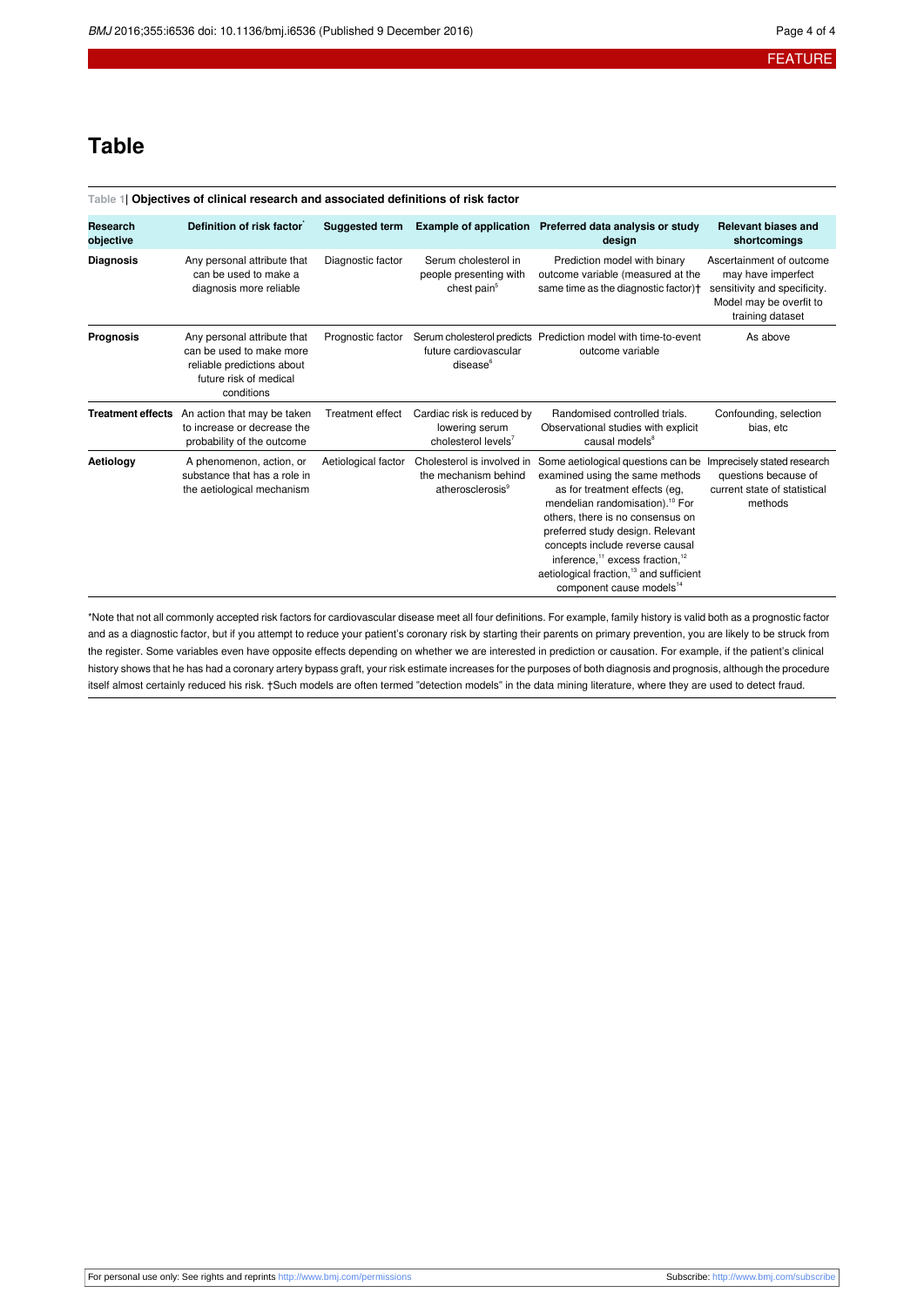# Table

**Table 1| Objectives of clinical research and associated definitions of risk factor**

| Research objective | Definition of risk factor* | Suggested term | Example of application | Preferred data analysis or study design | Relevant biases and shortcomings |
|---|---|---|---|---|---|
| **Diagnosis** | Any personal attribute that can be used to make a diagnosis more reliable | Diagnostic factor | Serum cholesterol in people presenting with chest pain[5] | Prediction model with binary outcome variable (measured at the same time as the diagnostic factor)† | Ascertainment of outcome may have imperfect sensitivity and specificity. Model may be overfit to training dataset |
| **Prognosis** | Any personal attribute that can be used to make more reliable predictions about future risk of medical conditions | Prognostic factor | Serum cholesterol predicts future cardiovascular disease[6] | Prediction model with time-to-event outcome variable | As above |
| **Treatment effects** | An action that may be taken to increase or decrease the probability of the outcome | Treatment effect | Cardiac risk is reduced by lowering serum cholesterol levels[7] | Randomised controlled trials. Observational studies with explicit causal models[8] | Confounding, selection bias, etc |
| **Aetiology** | A phenomenon, action, or substance that has a role in the aetiological mechanism | Aetiological factor | Cholesterol is involved in the mechanism behind atherosclerosis[9] | Some aetiological questions can be examined using the same methods as for treatment effects (eg, mendelian randomisation).[10] For others, there is no consensus on preferred study design. Relevant concepts include reverse causal inference,[11] excess fraction,[12] aetiological fraction,[13] and sufficient component cause models[14] | Imprecisely stated research questions because of current state of statistical methods |

*Note that not all commonly accepted risk factors for cardiovascular disease meet all four definitions. For example, family history is valid both as a prognostic factor and as a diagnostic factor, but if you attempt to reduce your patient's coronary risk by starting their parents on primary prevention, you are likely to be struck from the register. Some variables even have opposite effects depending on whether we are interested in prediction or causation. For example, if the patient's clinical history shows that he has had a coronary artery bypass graft, your risk estimate increases for the purposes of both diagnosis and prognosis, although the procedure itself almost certainly reduced his risk. †Such models are often termed "detection models" in the data mining literature, where they are used to detect fraud.